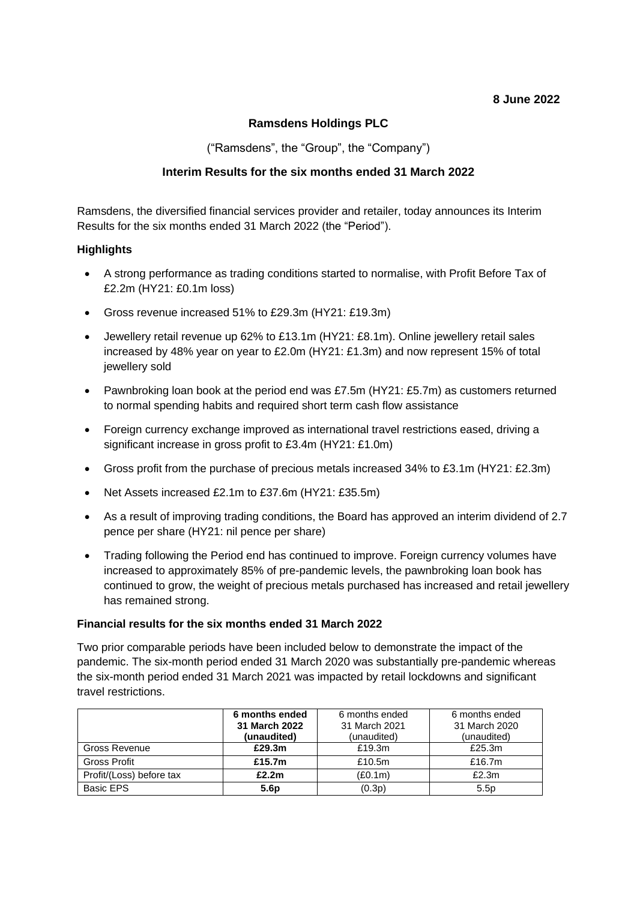**8 June 2022**

# Ramsdens Holdings PLC

("Ramsdens", the "Group", the "Company")

## Interim Results for the six months ended 31 March 2022

Ramsdens, the diversified financial services provider and retailer, today announces its Interim Results for the six months ended 31 March 2022 (the "Period").

### Highlights

- A strong performance as trading conditions started to normalise, with Profit Before Tax of £2.2m (HY21: £0.1m loss)
- Gross revenue increased 51% to £29.3m (HY21: £19.3m)
- Jewellery retail revenue up 62% to £13.1m (HY21: £8.1m). Online jewellery retail sales increased by 48% year on year to £2.0m (HY21: £1.3m) and now represent 15% of total jewellery sold
- Pawnbroking loan book at the period end was £7.5m (HY21: £5.7m) as customers returned to normal spending habits and required short term cash flow assistance
- Foreign currency exchange improved as international travel restrictions eased, driving a significant increase in gross profit to £3.4m (HY21: £1.0m)
- Gross profit from the purchase of precious metals increased 34% to £3.1m (HY21: £2.3m)
- Net Assets increased £2.1m to £37.6m (HY21: £35.5m)
- As a result of improving trading conditions, the Board has approved an interim dividend of 2.7 pence per share (HY21: nil pence per share)
- Trading following the Period end has continued to improve. Foreign currency volumes have increased to approximately 85% of pre-pandemic levels, the pawnbroking loan book has continued to grow, the weight of precious metals purchased has increased and retail jewellery has remained strong.

### Financial results for the six months ended 31 March 2022

Two prior comparable periods have been included below to demonstrate the impact of the pandemic. The six-month period ended 31 March 2020 was substantially pre-pandemic whereas the six-month period ended 31 March 2021 was impacted by retail lockdowns and significant travel restrictions.

| | **6 months ended 31 March 2022 (unaudited)** | 6 months ended 31 March 2021 (unaudited) | 6 months ended 31 March 2020 (unaudited) |
|---|---|---|---|
| Gross Revenue | **£29.3m** | £19.3m | £25.3m |
| Gross Profit | **£15.7m** | £10.5m | £16.7m |
| Profit/(Loss) before tax | **£2.2m** | (£0.1m) | £2.3m |
| Basic EPS | **5.6p** | (0.3p) | 5.5p |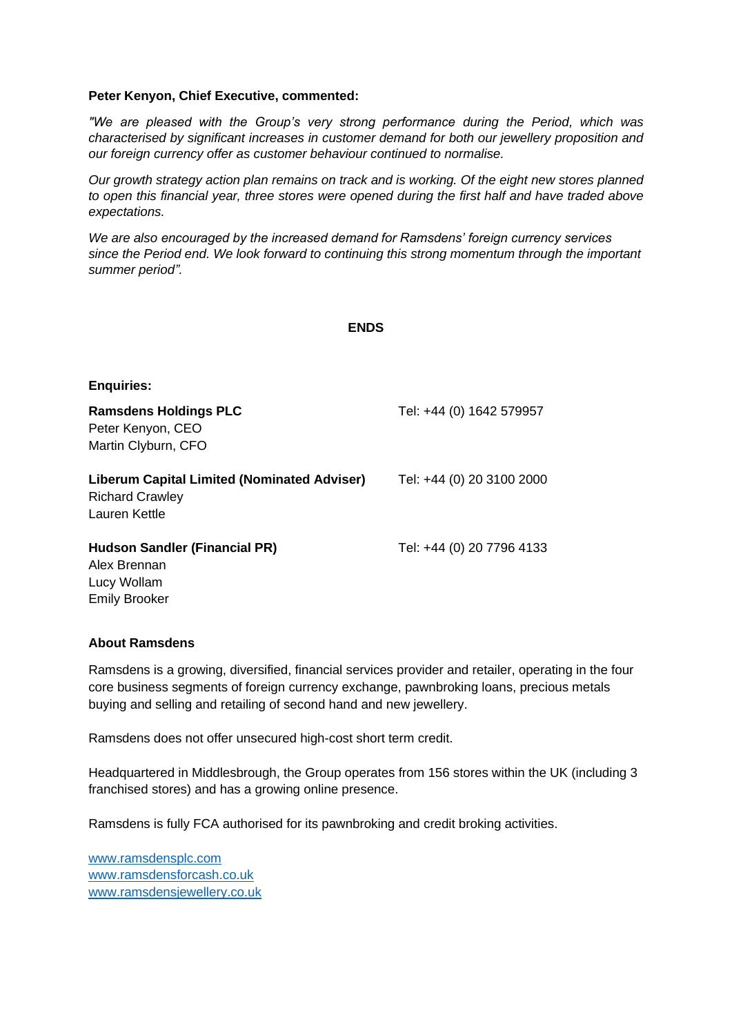**Peter Kenyon, Chief Executive, commented:**

*"We are pleased with the Group's very strong performance during the Period, which was characterised by significant increases in customer demand for both our jewellery proposition and our foreign currency offer as customer behaviour continued to normalise.*

*Our growth strategy action plan remains on track and is working. Of the eight new stores planned to open this financial year, three stores were opened during the first half and have traded above expectations.*

*We are also encouraged by the increased demand for Ramsdens' foreign currency services since the Period end. We look forward to continuing this strong momentum through the important summer period".*

**ENDS**

**Enquiries:**

| | |
|---|---|
| **Ramsdens Holdings PLC**<br>Peter Kenyon, CEO<br>Martin Clyburn, CFO | Tel: +44 (0) 1642 579957 |
| **Liberum Capital Limited (Nominated Adviser)**<br>Richard Crawley<br>Lauren Kettle | Tel: +44 (0) 20 3100 2000 |
| **Hudson Sandler (Financial PR)**<br>Alex Brennan<br>Lucy Wollam<br>Emily Brooker | Tel: +44 (0) 20 7796 4133 |

**About Ramsdens**

Ramsdens is a growing, diversified, financial services provider and retailer, operating in the four core business segments of foreign currency exchange, pawnbroking loans, precious metals buying and selling and retailing of second hand and new jewellery.

Ramsdens does not offer unsecured high-cost short term credit.

Headquartered in Middlesbrough, the Group operates from 156 stores within the UK (including 3 franchised stores) and has a growing online presence.

Ramsdens is fully FCA authorised for its pawnbroking and credit broking activities.

www.ramsdensplc.com
www.ramsdensforcash.co.uk
www.ramsdensjewellery.co.uk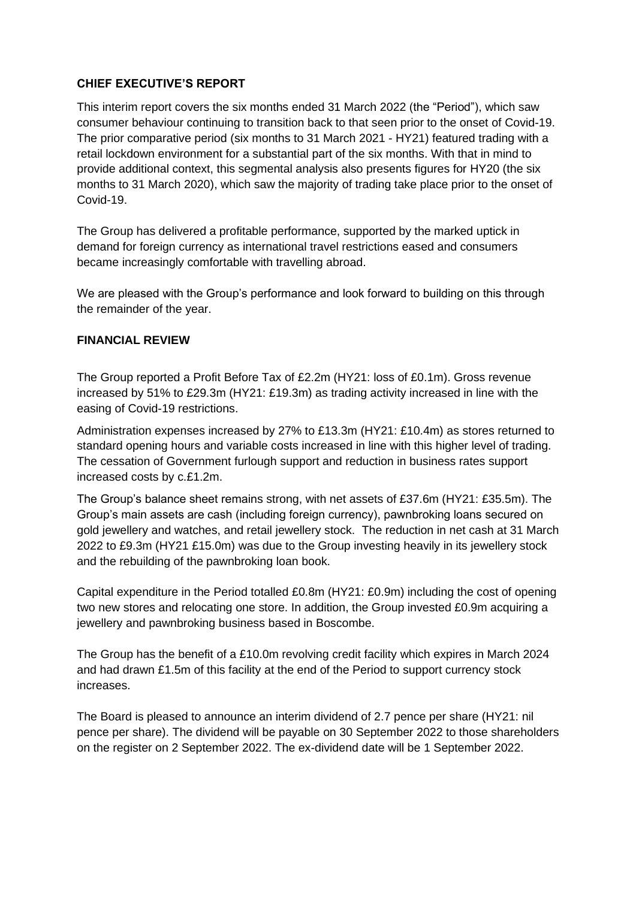## CHIEF EXECUTIVE'S REPORT

This interim report covers the six months ended 31 March 2022 (the "Period"), which saw consumer behaviour continuing to transition back to that seen prior to the onset of Covid-19. The prior comparative period (six months to 31 March 2021 - HY21) featured trading with a retail lockdown environment for a substantial part of the six months. With that in mind to provide additional context, this segmental analysis also presents figures for HY20 (the six months to 31 March 2020), which saw the majority of trading take place prior to the onset of Covid-19.

The Group has delivered a profitable performance, supported by the marked uptick in demand for foreign currency as international travel restrictions eased and consumers became increasingly comfortable with travelling abroad.

We are pleased with the Group's performance and look forward to building on this through the remainder of the year.

## FINANCIAL REVIEW

The Group reported a Profit Before Tax of £2.2m (HY21: loss of £0.1m). Gross revenue increased by 51% to £29.3m (HY21: £19.3m) as trading activity increased in line with the easing of Covid-19 restrictions.

Administration expenses increased by 27% to £13.3m (HY21: £10.4m) as stores returned to standard opening hours and variable costs increased in line with this higher level of trading. The cessation of Government furlough support and reduction in business rates support increased costs by c.£1.2m.

The Group's balance sheet remains strong, with net assets of £37.6m (HY21: £35.5m). The Group's main assets are cash (including foreign currency), pawnbroking loans secured on gold jewellery and watches, and retail jewellery stock. The reduction in net cash at 31 March 2022 to £9.3m (HY21 £15.0m) was due to the Group investing heavily in its jewellery stock and the rebuilding of the pawnbroking loan book.

Capital expenditure in the Period totalled £0.8m (HY21: £0.9m) including the cost of opening two new stores and relocating one store. In addition, the Group invested £0.9m acquiring a jewellery and pawnbroking business based in Boscombe.

The Group has the benefit of a £10.0m revolving credit facility which expires in March 2024 and had drawn £1.5m of this facility at the end of the Period to support currency stock increases.

The Board is pleased to announce an interim dividend of 2.7 pence per share (HY21: nil pence per share). The dividend will be payable on 30 September 2022 to those shareholders on the register on 2 September 2022. The ex-dividend date will be 1 September 2022.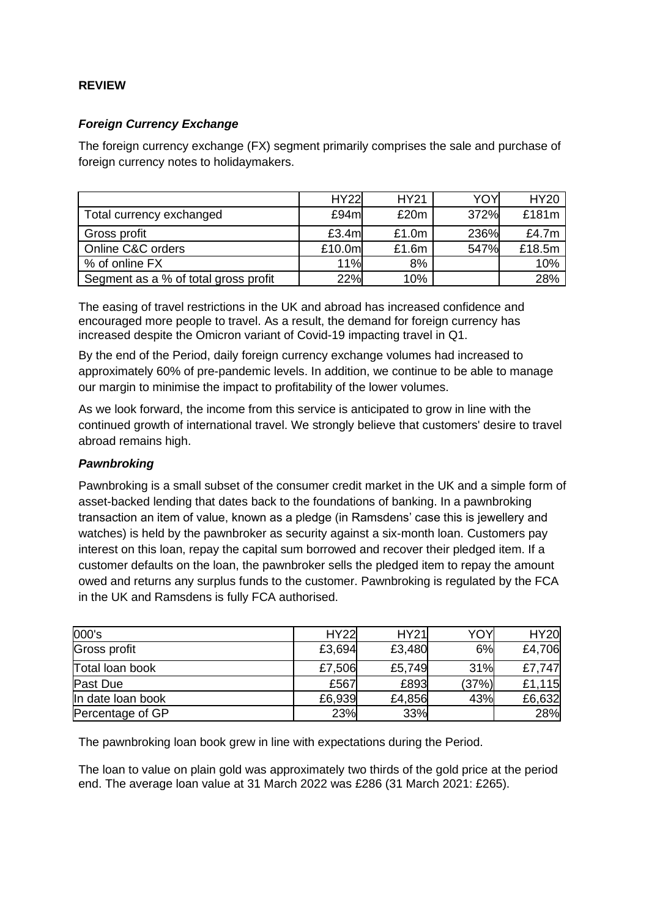**REVIEW**

***Foreign Currency Exchange***

The foreign currency exchange (FX) segment primarily comprises the sale and purchase of foreign currency notes to holidaymakers.

| | HY22 | HY21 | YOY | HY20 |
|---|---|---|---|---|
| Total currency exchanged | £94m | £20m | 372% | £181m |
| Gross profit | £3.4m | £1.0m | 236% | £4.7m |
| Online C&C orders | £10.0m | £1.6m | 547% | £18.5m |
| % of online FX | 11% | 8% | | 10% |
| Segment as a % of total gross profit | 22% | 10% | | 28% |

The easing of travel restrictions in the UK and abroad has increased confidence and encouraged more people to travel. As a result, the demand for foreign currency has increased despite the Omicron variant of Covid-19 impacting travel in Q1.

By the end of the Period, daily foreign currency exchange volumes had increased to approximately 60% of pre-pandemic levels. In addition, we continue to be able to manage our margin to minimise the impact to profitability of the lower volumes.

As we look forward, the income from this service is anticipated to grow in line with the continued growth of international travel. We strongly believe that customers' desire to travel abroad remains high.

***Pawnbroking***

Pawnbroking is a small subset of the consumer credit market in the UK and a simple form of asset-backed lending that dates back to the foundations of banking. In a pawnbroking transaction an item of value, known as a pledge (in Ramsdens' case this is jewellery and watches) is held by the pawnbroker as security against a six-month loan. Customers pay interest on this loan, repay the capital sum borrowed and recover their pledged item. If a customer defaults on the loan, the pawnbroker sells the pledged item to repay the amount owed and returns any surplus funds to the customer. Pawnbroking is regulated by the FCA in the UK and Ramsdens is fully FCA authorised.

| 000's | HY22 | HY21 | YOY | HY20 |
|---|---|---|---|---|
| Gross profit | £3,694 | £3,480 | 6% | £4,706 |
| Total loan book | £7,506 | £5,749 | 31% | £7,747 |
| Past Due | £567 | £893 | (37%) | £1,115 |
| In date loan book | £6,939 | £4,856 | 43% | £6,632 |
| Percentage of GP | 23% | 33% | | 28% |

The pawnbroking loan book grew in line with expectations during the Period.

The loan to value on plain gold was approximately two thirds of the gold price at the period end. The average loan value at 31 March 2022 was £286 (31 March 2021: £265).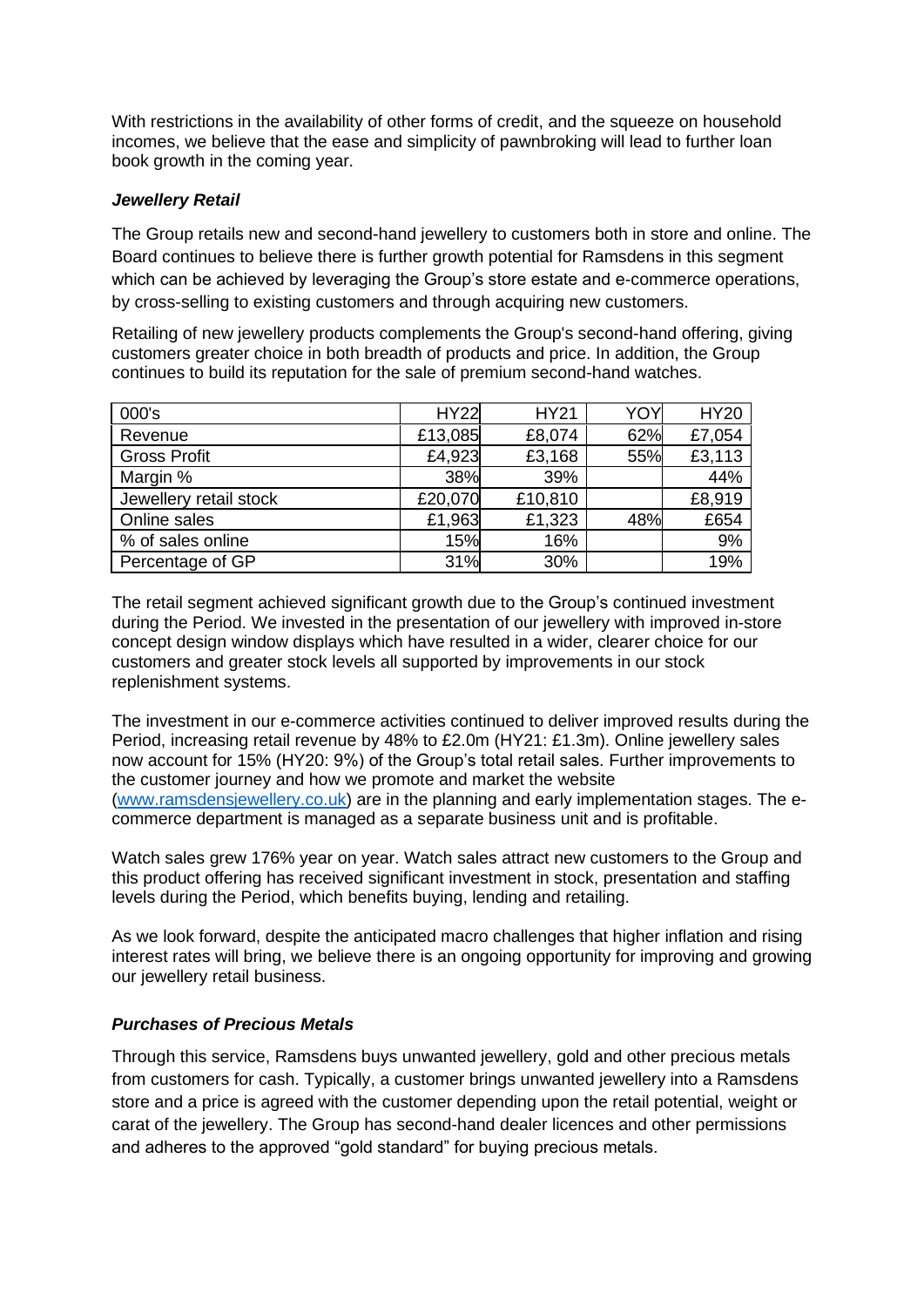With restrictions in the availability of other forms of credit, and the squeeze on household incomes, we believe that the ease and simplicity of pawnbroking will lead to further loan book growth in the coming year.

### *Jewellery Retail*

The Group retails new and second-hand jewellery to customers both in store and online. The Board continues to believe there is further growth potential for Ramsdens in this segment which can be achieved by leveraging the Group's store estate and e-commerce operations, by cross-selling to existing customers and through acquiring new customers.

Retailing of new jewellery products complements the Group's second-hand offering, giving customers greater choice in both breadth of products and price. In addition, the Group continues to build its reputation for the sale of premium second-hand watches.

| 000's | HY22 | HY21 | YOY | HY20 |
|---|---|---|---|---|
| Revenue | £13,085 | £8,074 | 62% | £7,054 |
| Gross Profit | £4,923 | £3,168 | 55% | £3,113 |
| Margin % | 38% | 39% | | 44% |
| Jewellery retail stock | £20,070 | £10,810 | | £8,919 |
| Online sales | £1,963 | £1,323 | 48% | £654 |
| % of sales online | 15% | 16% | | 9% |
| Percentage of GP | 31% | 30% | | 19% |

The retail segment achieved significant growth due to the Group's continued investment during the Period. We invested in the presentation of our jewellery with improved in-store concept design window displays which have resulted in a wider, clearer choice for our customers and greater stock levels all supported by improvements in our stock replenishment systems.

The investment in our e-commerce activities continued to deliver improved results during the Period, increasing retail revenue by 48% to £2.0m (HY21: £1.3m). Online jewellery sales now account for 15% (HY20: 9%) of the Group's total retail sales. Further improvements to the customer journey and how we promote and market the website ([www.ramsdensjewellery.co.uk](www.ramsdensjewellery.co.uk)) are in the planning and early implementation stages. The e-commerce department is managed as a separate business unit and is profitable.

Watch sales grew 176% year on year. Watch sales attract new customers to the Group and this product offering has received significant investment in stock, presentation and staffing levels during the Period, which benefits buying, lending and retailing.

As we look forward, despite the anticipated macro challenges that higher inflation and rising interest rates will bring, we believe there is an ongoing opportunity for improving and growing our jewellery retail business.

### *Purchases of Precious Metals*

Through this service, Ramsdens buys unwanted jewellery, gold and other precious metals from customers for cash. Typically, a customer brings unwanted jewellery into a Ramsdens store and a price is agreed with the customer depending upon the retail potential, weight or carat of the jewellery. The Group has second-hand dealer licences and other permissions and adheres to the approved "gold standard" for buying precious metals.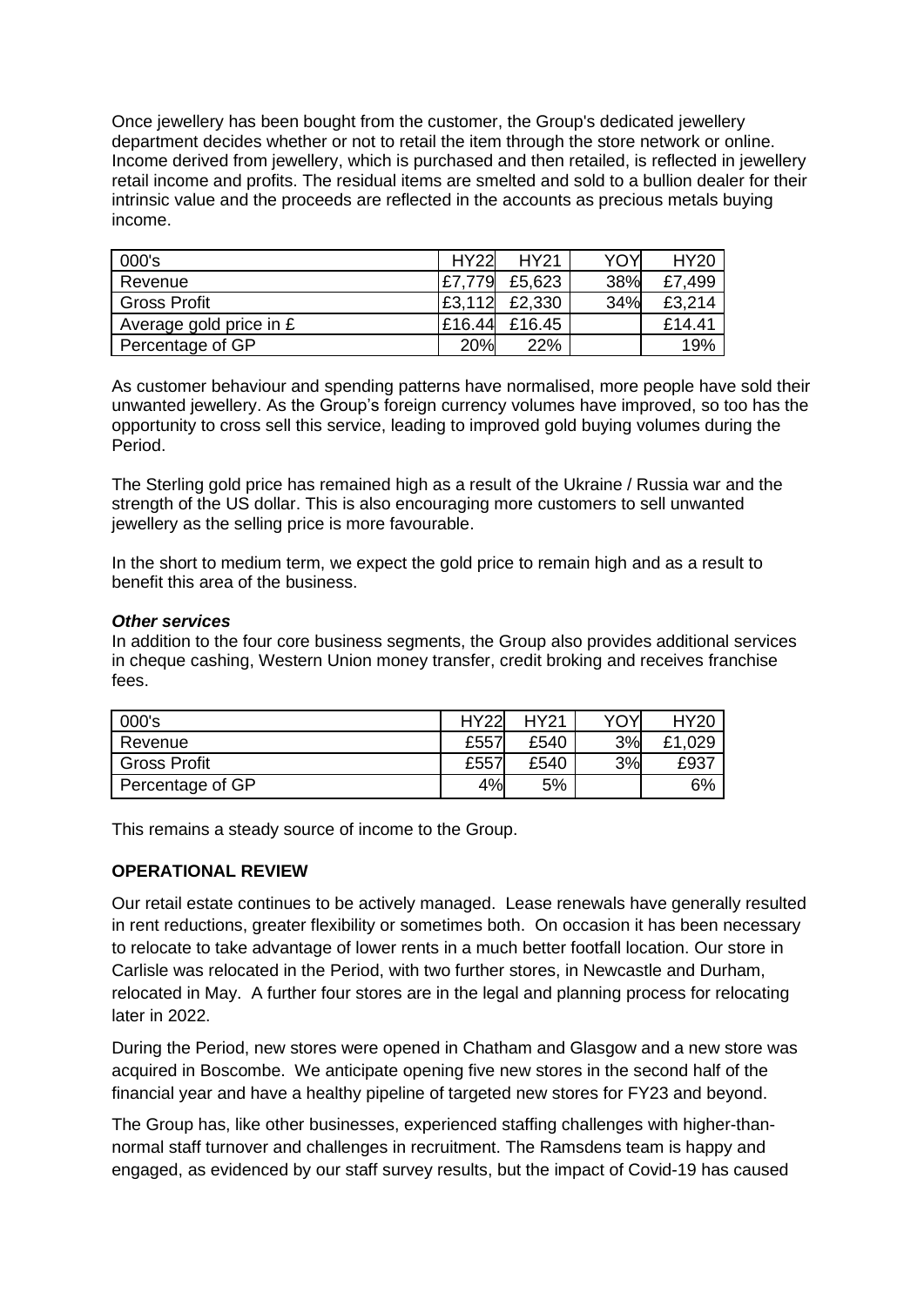Once jewellery has been bought from the customer, the Group's dedicated jewellery department decides whether or not to retail the item through the store network or online. Income derived from jewellery, which is purchased and then retailed, is reflected in jewellery retail income and profits. The residual items are smelted and sold to a bullion dealer for their intrinsic value and the proceeds are reflected in the accounts as precious metals buying income.

| 000's | HY22 | HY21 | YOY | HY20 |
|---|---|---|---|---|
| Revenue | £7,779 | £5,623 | 38% | £7,499 |
| Gross Profit | £3,112 | £2,330 | 34% | £3,214 |
| Average gold price in £ | £16.44 | £16.45 | | £14.41 |
| Percentage of GP | 20% | 22% | | 19% |

As customer behaviour and spending patterns have normalised, more people have sold their unwanted jewellery. As the Group's foreign currency volumes have improved, so too has the opportunity to cross sell this service, leading to improved gold buying volumes during the Period.

The Sterling gold price has remained high as a result of the Ukraine / Russia war and the strength of the US dollar. This is also encouraging more customers to sell unwanted jewellery as the selling price is more favourable.

In the short to medium term, we expect the gold price to remain high and as a result to benefit this area of the business.

***Other services***

In addition to the four core business segments, the Group also provides additional services in cheque cashing, Western Union money transfer, credit broking and receives franchise fees.

| 000's | HY22 | HY21 | YOY | HY20 |
|---|---|---|---|---|
| Revenue | £557 | £540 | 3% | £1,029 |
| Gross Profit | £557 | £540 | 3% | £937 |
| Percentage of GP | 4% | 5% | | 6% |

This remains a steady source of income to the Group.

**OPERATIONAL REVIEW**

Our retail estate continues to be actively managed. Lease renewals have generally resulted in rent reductions, greater flexibility or sometimes both. On occasion it has been necessary to relocate to take advantage of lower rents in a much better footfall location. Our store in Carlisle was relocated in the Period, with two further stores, in Newcastle and Durham, relocated in May. A further four stores are in the legal and planning process for relocating later in 2022.

During the Period, new stores were opened in Chatham and Glasgow and a new store was acquired in Boscombe. We anticipate opening five new stores in the second half of the financial year and have a healthy pipeline of targeted new stores for FY23 and beyond.

The Group has, like other businesses, experienced staffing challenges with higher-than-normal staff turnover and challenges in recruitment. The Ramsdens team is happy and engaged, as evidenced by our staff survey results, but the impact of Covid-19 has caused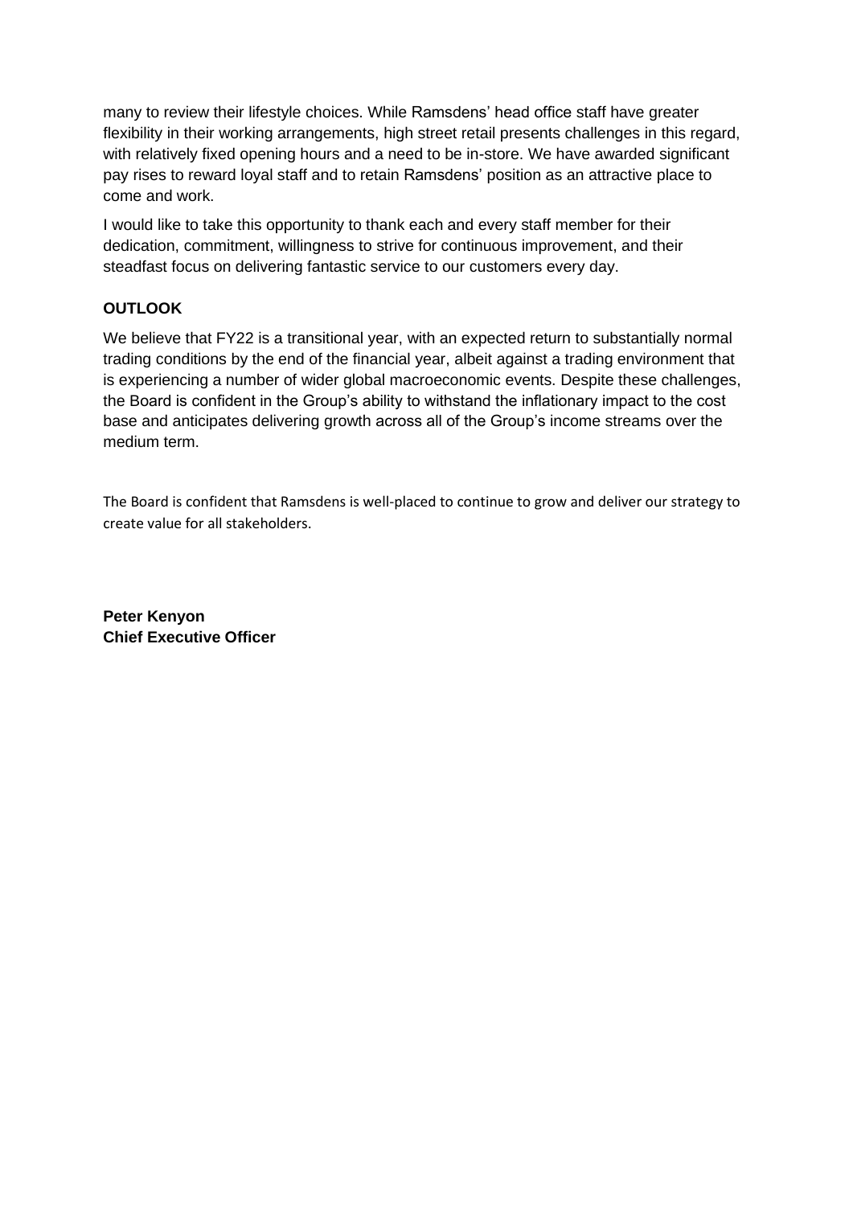many to review their lifestyle choices. While Ramsdens' head office staff have greater flexibility in their working arrangements, high street retail presents challenges in this regard, with relatively fixed opening hours and a need to be in-store. We have awarded significant pay rises to reward loyal staff and to retain Ramsdens' position as an attractive place to come and work.

I would like to take this opportunity to thank each and every staff member for their dedication, commitment, willingness to strive for continuous improvement, and their steadfast focus on delivering fantastic service to our customers every day.

**OUTLOOK**

We believe that FY22 is a transitional year, with an expected return to substantially normal trading conditions by the end of the financial year, albeit against a trading environment that is experiencing a number of wider global macroeconomic events. Despite these challenges, the Board is confident in the Group's ability to withstand the inflationary impact to the cost base and anticipates delivering growth across all of the Group's income streams over the medium term.

The Board is confident that Ramsdens is well-placed to continue to grow and deliver our strategy to create value for all stakeholders.

**Peter Kenyon**
**Chief Executive Officer**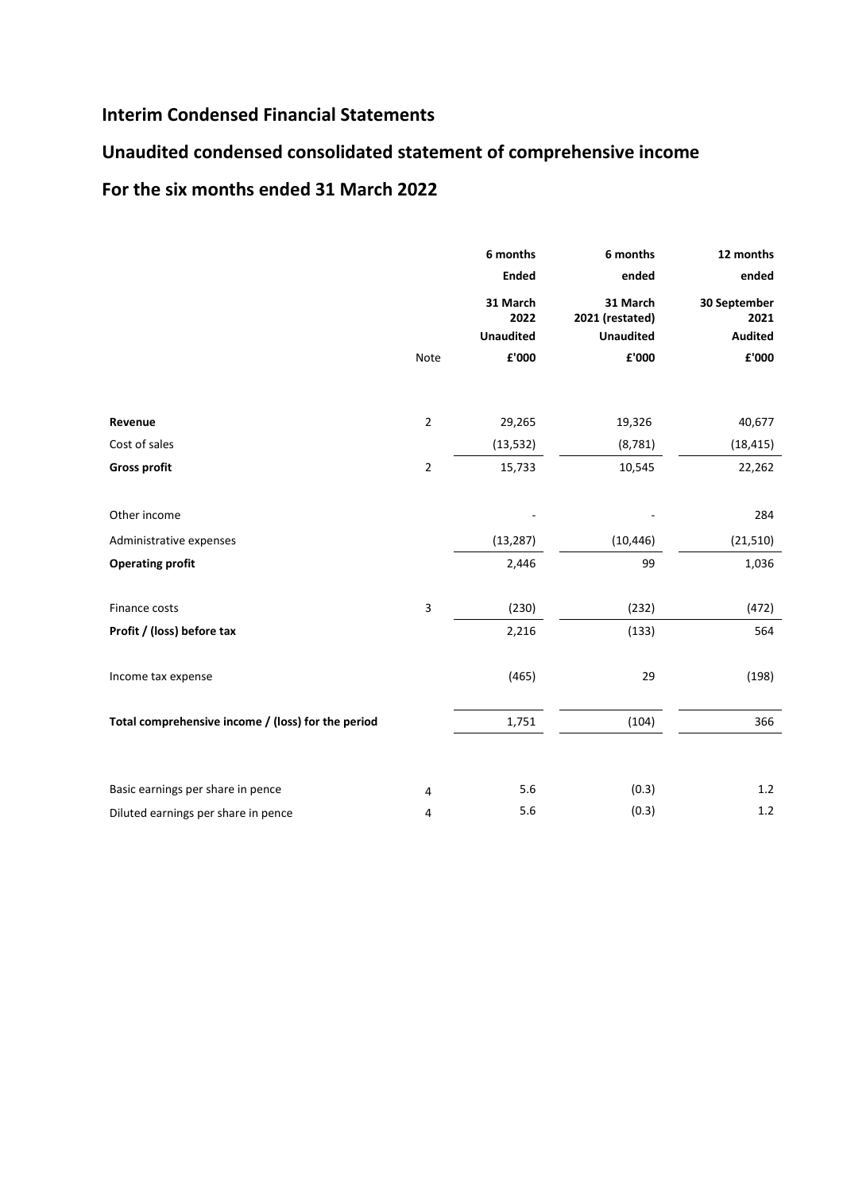# Interim Condensed Financial Statements

## Unaudited condensed consolidated statement of comprehensive income

## For the six months ended 31 March 2022

| | Note | 6 months Ended 31 March 2022 Unaudited £'000 | 6 months ended 31 March 2021 (restated) Unaudited £'000 | 12 months ended 30 September 2021 Audited £'000 |
|---|---|---|---|---|
| **Revenue** | 2 | 29,265 | 19,326 | 40,677 |
| Cost of sales | | (13,532) | (8,781) | (18,415) |
| **Gross profit** | 2 | 15,733 | 10,545 | 22,262 |
| Other income | | - | - | 284 |
| Administrative expenses | | (13,287) | (10,446) | (21,510) |
| **Operating profit** | | 2,446 | 99 | 1,036 |
| Finance costs | 3 | (230) | (232) | (472) |
| **Profit / (loss) before tax** | | 2,216 | (133) | 564 |
| Income tax expense | | (465) | 29 | (198) |
| **Total comprehensive income / (loss) for the period** | | 1,751 | (104) | 366 |
| Basic earnings per share in pence | 4 | 5.6 | (0.3) | 1.2 |
| Diluted earnings per share in pence | 4 | 5.6 | (0.3) | 1.2 |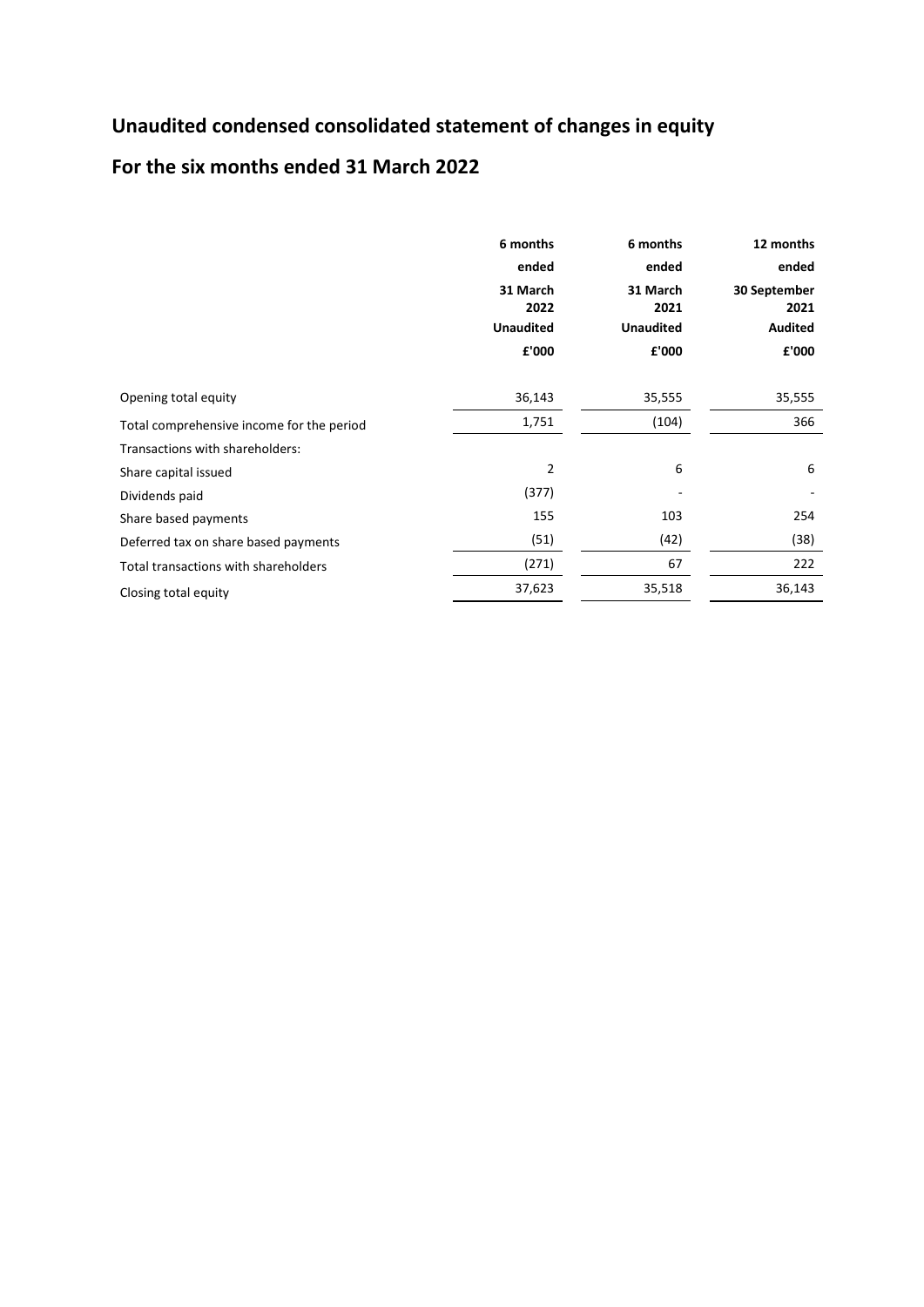# Unaudited condensed consolidated statement of changes in equity

## For the six months ended 31 March 2022

| | 6 months ended 31 March 2022 Unaudited £'000 | 6 months ended 31 March 2021 Unaudited £'000 | 12 months ended 30 September 2021 Audited £'000 |
|---|---|---|---|
| Opening total equity | 36,143 | 35,555 | 35,555 |
| Total comprehensive income for the period | 1,751 | (104) | 366 |
| Transactions with shareholders: | | | |
| Share capital issued | 2 | 6 | 6 |
| Dividends paid | (377) | - | - |
| Share based payments | 155 | 103 | 254 |
| Deferred tax on share based payments | (51) | (42) | (38) |
| Total transactions with shareholders | (271) | 67 | 222 |
| Closing total equity | 37,623 | 35,518 | 36,143 |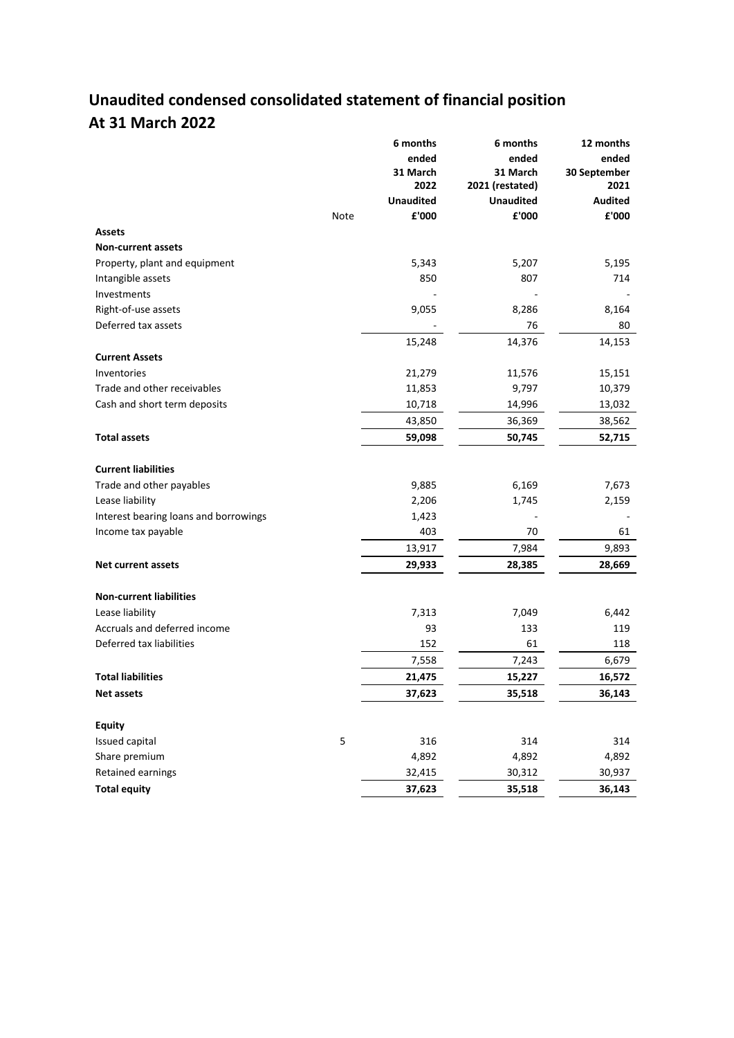# Unaudited condensed consolidated statement of financial position
# At 31 March 2022

| | Note | 6 months ended 31 March 2022 Unaudited £'000 | 6 months ended 31 March 2021 (restated) Unaudited £'000 | 12 months ended 30 September 2021 Audited £'000 |
|---|---|---|---|---|
| **Assets** | | | | |
| **Non-current assets** | | | | |
| Property, plant and equipment | | 5,343 | 5,207 | 5,195 |
| Intangible assets | | 850 | 807 | 714 |
| Investments | | - | - | - |
| Right-of-use assets | | 9,055 | 8,286 | 8,164 |
| Deferred tax assets | | - | 76 | 80 |
| | | 15,248 | 14,376 | 14,153 |
| **Current Assets** | | | | |
| Inventories | | 21,279 | 11,576 | 15,151 |
| Trade and other receivables | | 11,853 | 9,797 | 10,379 |
| Cash and short term deposits | | 10,718 | 14,996 | 13,032 |
| | | 43,850 | 36,369 | 38,562 |
| **Total assets** | | **59,098** | **50,745** | **52,715** |
| | | | | |
| **Current liabilities** | | | | |
| Trade and other payables | | 9,885 | 6,169 | 7,673 |
| Lease liability | | 2,206 | 1,745 | 2,159 |
| Interest bearing loans and borrowings | | 1,423 | - | - |
| Income tax payable | | 403 | 70 | 61 |
| | | 13,917 | 7,984 | 9,893 |
| **Net current assets** | | **29,933** | **28,385** | **28,669** |
| | | | | |
| **Non-current liabilities** | | | | |
| Lease liability | | 7,313 | 7,049 | 6,442 |
| Accruals and deferred income | | 93 | 133 | 119 |
| Deferred tax liabilities | | 152 | 61 | 118 |
| | | 7,558 | 7,243 | 6,679 |
| **Total liabilities** | | **21,475** | **15,227** | **16,572** |
| **Net assets** | | **37,623** | **35,518** | **36,143** |
| | | | | |
| **Equity** | | | | |
| Issued capital | 5 | 316 | 314 | 314 |
| Share premium | | 4,892 | 4,892 | 4,892 |
| Retained earnings | | 32,415 | 30,312 | 30,937 |
| **Total equity** | | **37,623** | **35,518** | **36,143** |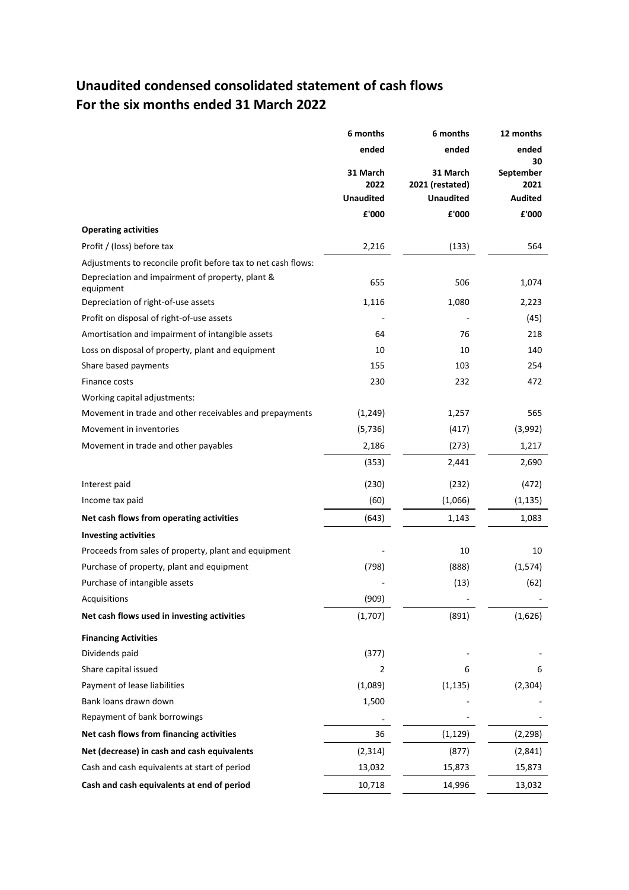# Unaudited condensed consolidated statement of cash flows
# For the six months ended 31 March 2022

| | 6 months ended 31 March 2022 Unaudited £'000 | 6 months ended 31 March 2021 (restated) Unaudited £'000 | 12 months ended 30 September 2021 Audited £'000 |
|---|---|---|---|
| **Operating activities** | | | |
| Profit / (loss) before tax | 2,216 | (133) | 564 |
| Adjustments to reconcile profit before tax to net cash flows: | | | |
| Depreciation and impairment of property, plant & equipment | 655 | 506 | 1,074 |
| Depreciation of right-of-use assets | 1,116 | 1,080 | 2,223 |
| Profit on disposal of right-of-use assets | - | - | (45) |
| Amortisation and impairment of intangible assets | 64 | 76 | 218 |
| Loss on disposal of property, plant and equipment | 10 | 10 | 140 |
| Share based payments | 155 | 103 | 254 |
| Finance costs | 230 | 232 | 472 |
| Working capital adjustments: | | | |
| Movement in trade and other receivables and prepayments | (1,249) | 1,257 | 565 |
| Movement in inventories | (5,736) | (417) | (3,992) |
| Movement in trade and other payables | 2,186 | (273) | 1,217 |
| | (353) | 2,441 | 2,690 |
| Interest paid | (230) | (232) | (472) |
| Income tax paid | (60) | (1,066) | (1,135) |
| **Net cash flows from operating activities** | (643) | 1,143 | 1,083 |
| **Investing activities** | | | |
| Proceeds from sales of property, plant and equipment | - | 10 | 10 |
| Purchase of property, plant and equipment | (798) | (888) | (1,574) |
| Purchase of intangible assets | - | (13) | (62) |
| Acquisitions | (909) | - | - |
| **Net cash flows used in investing activities** | (1,707) | (891) | (1,626) |
| **Financing Activities** | | | |
| Dividends paid | (377) | - | - |
| Share capital issued | 2 | 6 | 6 |
| Payment of lease liabilities | (1,089) | (1,135) | (2,304) |
| Bank loans drawn down | 1,500 | - | - |
| Repayment of bank borrowings | - | - | - |
| **Net cash flows from financing activities** | 36 | (1,129) | (2,298) |
| **Net (decrease) in cash and cash equivalents** | (2,314) | (877) | (2,841) |
| Cash and cash equivalents at start of period | 13,032 | 15,873 | 15,873 |
| **Cash and cash equivalents at end of period** | 10,718 | 14,996 | 13,032 |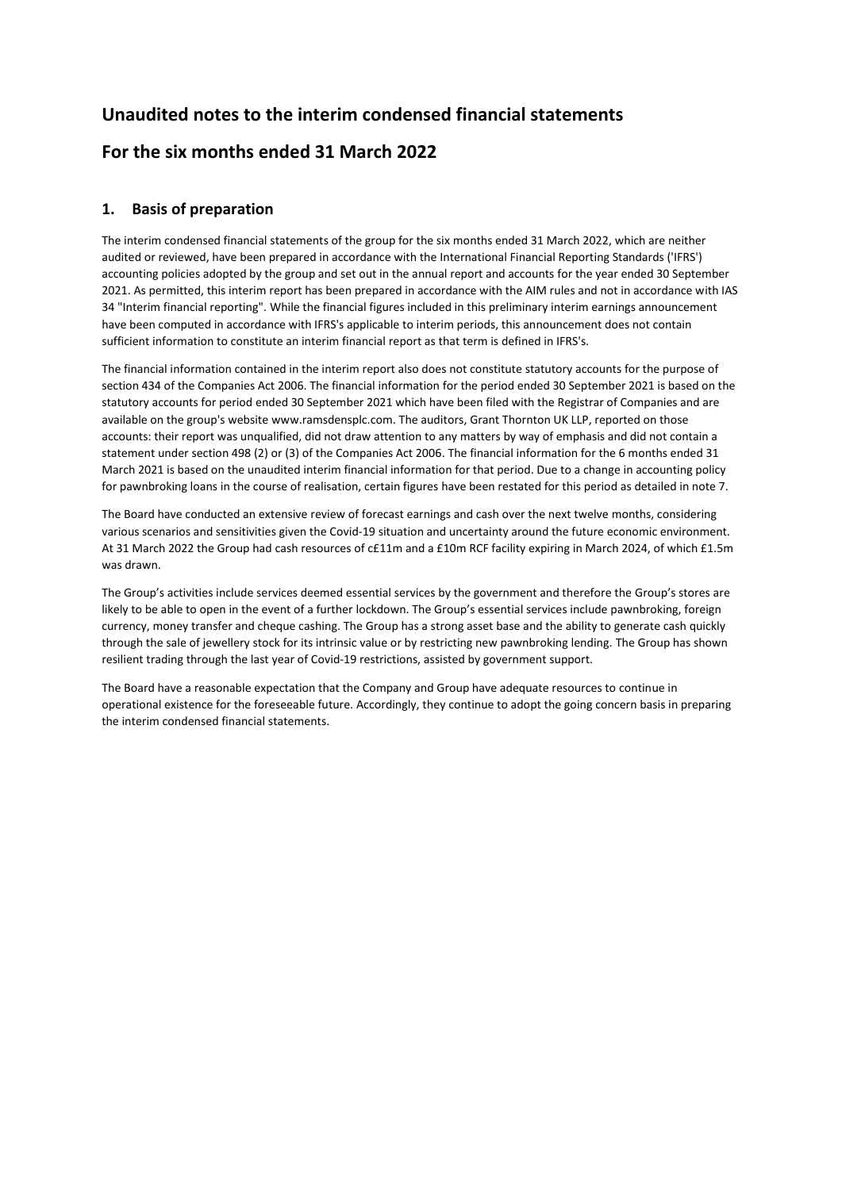# Unaudited notes to the interim condensed financial statements

# For the six months ended 31 March 2022

## 1. Basis of preparation

The interim condensed financial statements of the group for the six months ended 31 March 2022, which are neither audited or reviewed, have been prepared in accordance with the International Financial Reporting Standards ('IFRS') accounting policies adopted by the group and set out in the annual report and accounts for the year ended 30 September 2021. As permitted, this interim report has been prepared in accordance with the AIM rules and not in accordance with IAS 34 "Interim financial reporting". While the financial figures included in this preliminary interim earnings announcement have been computed in accordance with IFRS's applicable to interim periods, this announcement does not contain sufficient information to constitute an interim financial report as that term is defined in IFRS's.

The financial information contained in the interim report also does not constitute statutory accounts for the purpose of section 434 of the Companies Act 2006. The financial information for the period ended 30 September 2021 is based on the statutory accounts for period ended 30 September 2021 which have been filed with the Registrar of Companies and are available on the group's website www.ramsdensplc.com. The auditors, Grant Thornton UK LLP, reported on those accounts: their report was unqualified, did not draw attention to any matters by way of emphasis and did not contain a statement under section 498 (2) or (3) of the Companies Act 2006. The financial information for the 6 months ended 31 March 2021 is based on the unaudited interim financial information for that period. Due to a change in accounting policy for pawnbroking loans in the course of realisation, certain figures have been restated for this period as detailed in note 7.

The Board have conducted an extensive review of forecast earnings and cash over the next twelve months, considering various scenarios and sensitivities given the Covid-19 situation and uncertainty around the future economic environment. At 31 March 2022 the Group had cash resources of c£11m and a £10m RCF facility expiring in March 2024, of which £1.5m was drawn.

The Group's activities include services deemed essential services by the government and therefore the Group's stores are likely to be able to open in the event of a further lockdown. The Group's essential services include pawnbroking, foreign currency, money transfer and cheque cashing. The Group has a strong asset base and the ability to generate cash quickly through the sale of jewellery stock for its intrinsic value or by restricting new pawnbroking lending. The Group has shown resilient trading through the last year of Covid-19 restrictions, assisted by government support.

The Board have a reasonable expectation that the Company and Group have adequate resources to continue in operational existence for the foreseeable future. Accordingly, they continue to adopt the going concern basis in preparing the interim condensed financial statements.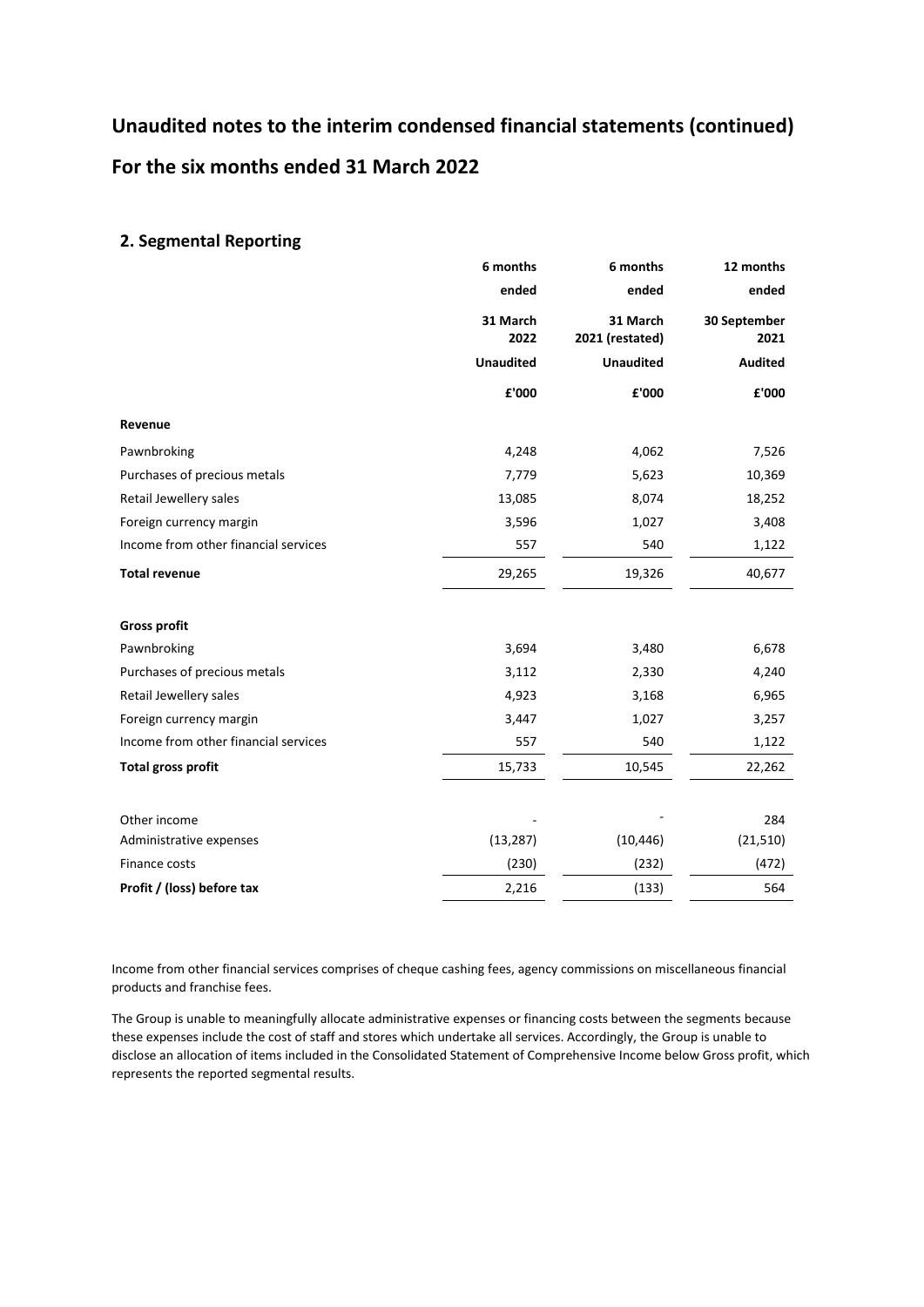# Unaudited notes to the interim condensed financial statements (continued)

## For the six months ended 31 March 2022

### 2. Segmental Reporting

| | 6 months ended 31 March 2022 | 6 months ended 31 March 2021 (restated) | 12 months ended 30 September 2021 |
|---|---|---|---|
| | Unaudited | Unaudited | Audited |
| | £'000 | £'000 | £'000 |
| **Revenue** | | | |
| Pawnbroking | 4,248 | 4,062 | 7,526 |
| Purchases of precious metals | 7,779 | 5,623 | 10,369 |
| Retail Jewellery sales | 13,085 | 8,074 | 18,252 |
| Foreign currency margin | 3,596 | 1,027 | 3,408 |
| Income from other financial services | 557 | 540 | 1,122 |
| **Total revenue** | 29,265 | 19,326 | 40,677 |
| **Gross profit** | | | |
| Pawnbroking | 3,694 | 3,480 | 6,678 |
| Purchases of precious metals | 3,112 | 2,330 | 4,240 |
| Retail Jewellery sales | 4,923 | 3,168 | 6,965 |
| Foreign currency margin | 3,447 | 1,027 | 3,257 |
| Income from other financial services | 557 | 540 | 1,122 |
| **Total gross profit** | 15,733 | 10,545 | 22,262 |
| Other income | - | - | 284 |
| Administrative expenses | (13,287) | (10,446) | (21,510) |
| Finance costs | (230) | (232) | (472) |
| **Profit / (loss) before tax** | 2,216 | (133) | 564 |

Income from other financial services comprises of cheque cashing fees, agency commissions on miscellaneous financial products and franchise fees.

The Group is unable to meaningfully allocate administrative expenses or financing costs between the segments because these expenses include the cost of staff and stores which undertake all services. Accordingly, the Group is unable to disclose an allocation of items included in the Consolidated Statement of Comprehensive Income below Gross profit, which represents the reported segmental results.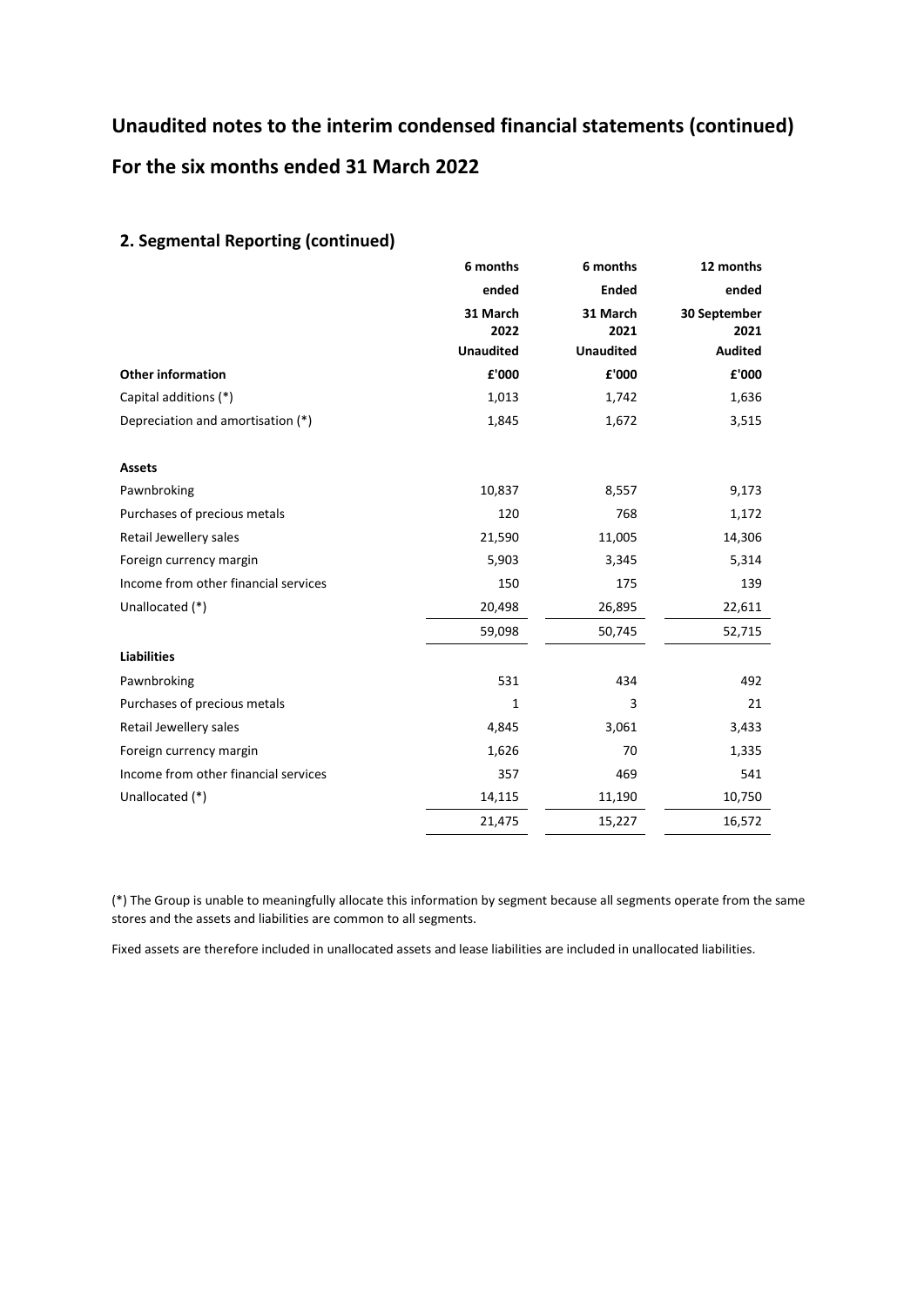# Unaudited notes to the interim condensed financial statements (continued)

## For the six months ended 31 March 2022

### 2. Segmental Reporting (continued)

| | 6 months ended 31 March 2022 Unaudited | 6 months Ended 31 March 2021 Unaudited | 12 months ended 30 September 2021 Audited |
|---|---|---|---|
| **Other information** | **£'000** | **£'000** | **£'000** |
| Capital additions (*) | 1,013 | 1,742 | 1,636 |
| Depreciation and amortisation (*) | 1,845 | 1,672 | 3,515 |
| | | | |
| **Assets** | | | |
| Pawnbroking | 10,837 | 8,557 | 9,173 |
| Purchases of precious metals | 120 | 768 | 1,172 |
| Retail Jewellery sales | 21,590 | 11,005 | 14,306 |
| Foreign currency margin | 5,903 | 3,345 | 5,314 |
| Income from other financial services | 150 | 175 | 139 |
| Unallocated (*) | 20,498 | 26,895 | 22,611 |
| | 59,098 | 50,745 | 52,715 |
| **Liabilities** | | | |
| Pawnbroking | 531 | 434 | 492 |
| Purchases of precious metals | 1 | 3 | 21 |
| Retail Jewellery sales | 4,845 | 3,061 | 3,433 |
| Foreign currency margin | 1,626 | 70 | 1,335 |
| Income from other financial services | 357 | 469 | 541 |
| Unallocated (*) | 14,115 | 11,190 | 10,750 |
| | 21,475 | 15,227 | 16,572 |

(*) The Group is unable to meaningfully allocate this information by segment because all segments operate from the same stores and the assets and liabilities are common to all segments.

Fixed assets are therefore included in unallocated assets and lease liabilities are included in unallocated liabilities.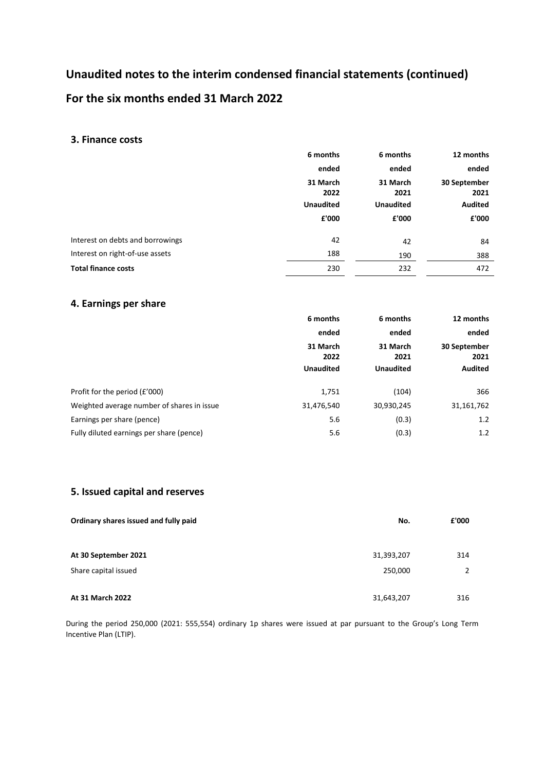# Unaudited notes to the interim condensed financial statements (continued)

## For the six months ended 31 March 2022

### 3. Finance costs

| | 6 months ended 31 March 2022 Unaudited £'000 | 6 months ended 31 March 2021 Unaudited £'000 | 12 months ended 30 September 2021 Audited £'000 |
|---|---|---|---|
| Interest on debts and borrowings | 42 | 42 | 84 |
| Interest on right-of-use assets | 188 | 190 | 388 |
| **Total finance costs** | 230 | 232 | 472 |

### 4. Earnings per share

| | 6 months ended 31 March 2022 Unaudited | 6 months ended 31 March 2021 Unaudited | 12 months ended 30 September 2021 Audited |
|---|---|---|---|
| Profit for the period (£'000) | 1,751 | (104) | 366 |
| Weighted average number of shares in issue | 31,476,540 | 30,930,245 | 31,161,762 |
| Earnings per share (pence) | 5.6 | (0.3) | 1.2 |
| Fully diluted earnings per share (pence) | 5.6 | (0.3) | 1.2 |

### 5. Issued capital and reserves

| **Ordinary shares issued and fully paid** | **No.** | **£'000** |
|---|---|---|
| **At 30 September 2021** | 31,393,207 | 314 |
| Share capital issued | 250,000 | 2 |
| **At 31 March 2022** | 31,643,207 | 316 |

During the period 250,000 (2021: 555,554) ordinary 1p shares were issued at par pursuant to the Group's Long Term Incentive Plan (LTIP).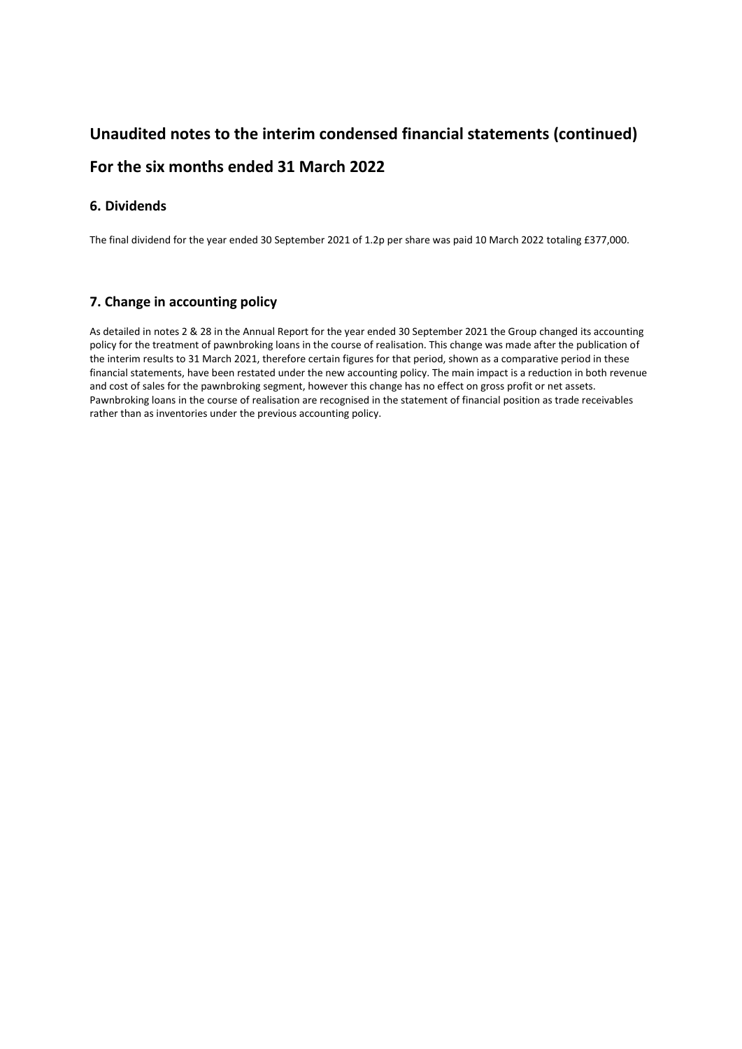# Unaudited notes to the interim condensed financial statements (continued)

# For the six months ended 31 March 2022

## 6. Dividends

The final dividend for the year ended 30 September 2021 of 1.2p per share was paid 10 March 2022 totaling £377,000.

## 7. Change in accounting policy

As detailed in notes 2 & 28 in the Annual Report for the year ended 30 September 2021 the Group changed its accounting policy for the treatment of pawnbroking loans in the course of realisation. This change was made after the publication of the interim results to 31 March 2021, therefore certain figures for that period, shown as a comparative period in these financial statements, have been restated under the new accounting policy. The main impact is a reduction in both revenue and cost of sales for the pawnbroking segment, however this change has no effect on gross profit or net assets. Pawnbroking loans in the course of realisation are recognised in the statement of financial position as trade receivables rather than as inventories under the previous accounting policy.